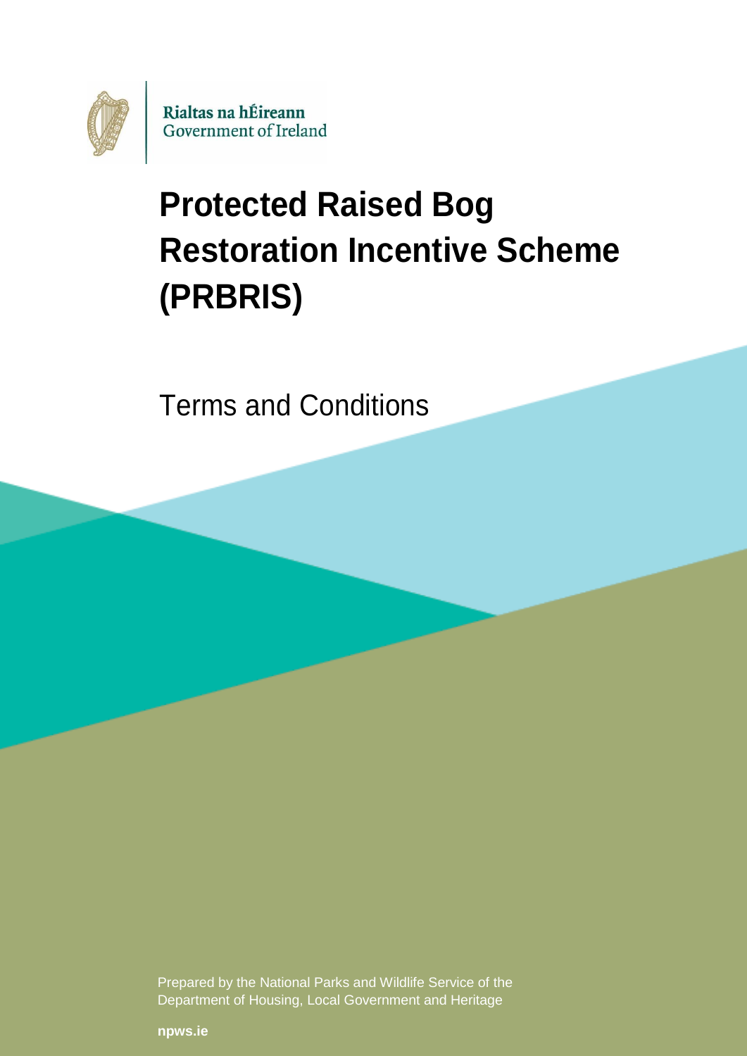Rialtas na hÉireann
Government of Ireland

# Protected Raised Bog Restoration Incentive Scheme (PRBRIS)

## Terms and Conditions

Prepared by the National Parks and Wildlife Service of the Department of Housing, Local Government and Heritage

**npws.ie**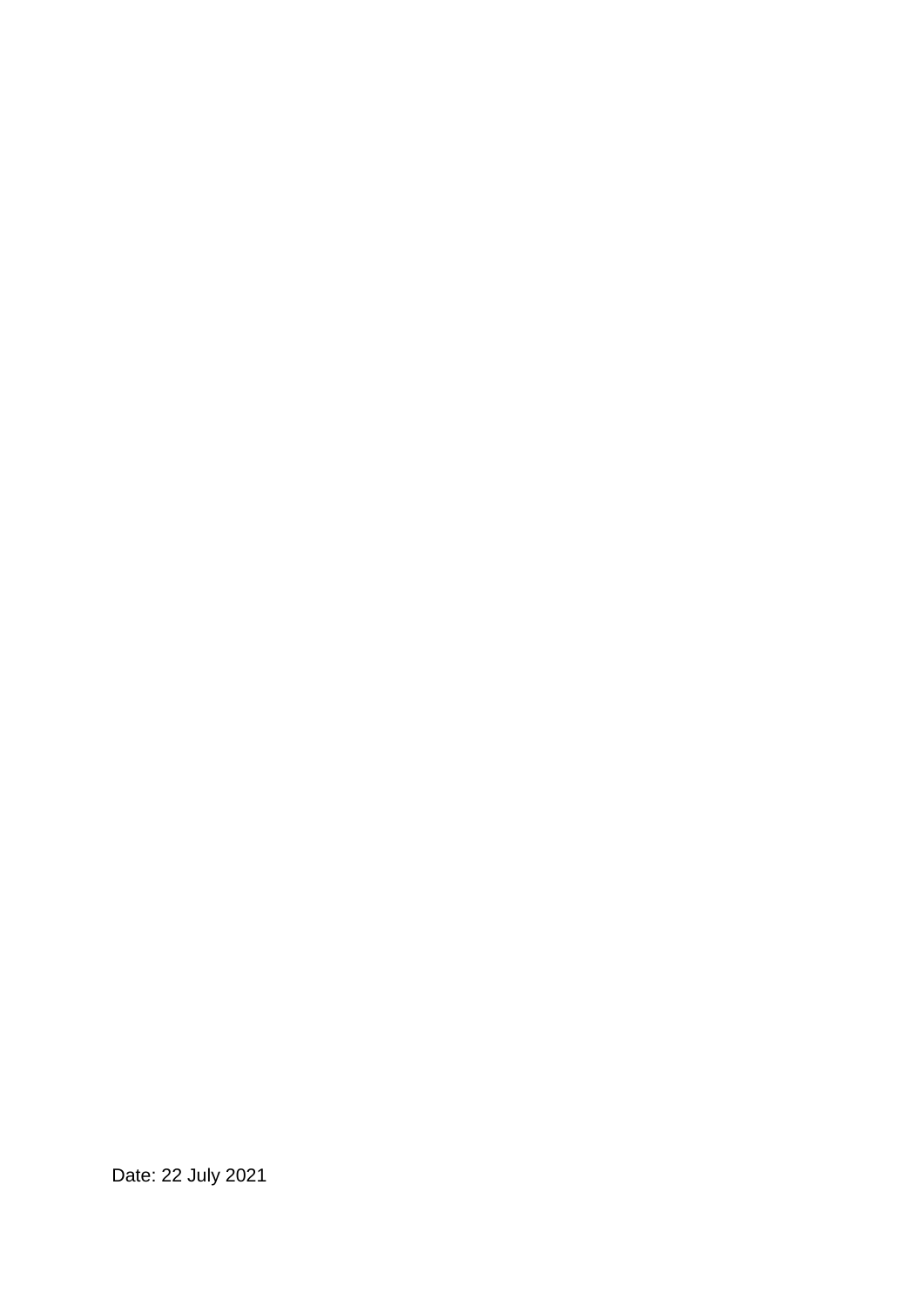Date: 22 July 2021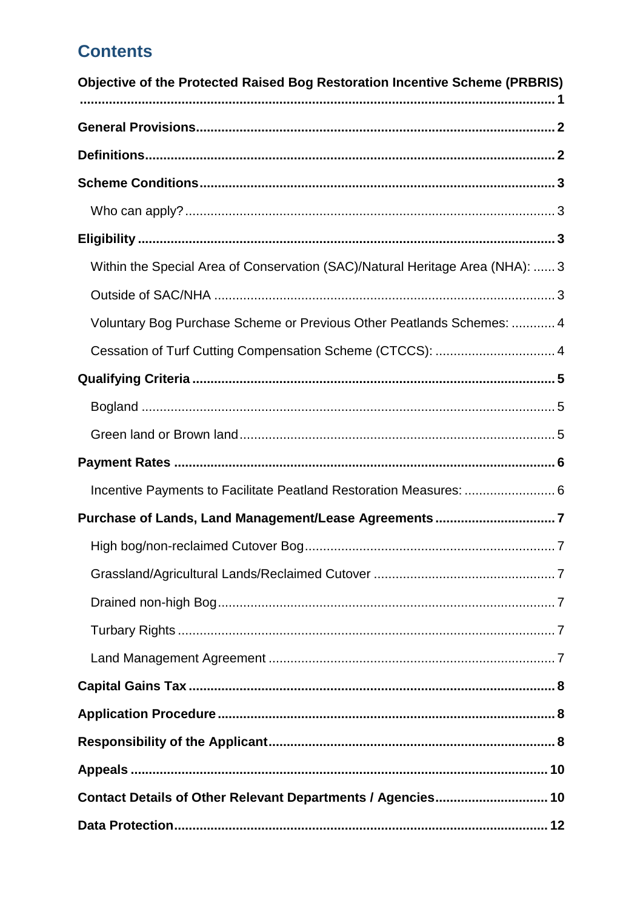# Contents

**Objective of the Protected Raised Bog Restoration Incentive Scheme (PRBRIS) ... 1**

**General Provisions ... 2**

**Definitions ... 2**

**Scheme Conditions ... 3**

- Who can apply? ... 3

**Eligibility ... 3**

- Within the Special Area of Conservation (SAC)/Natural Heritage Area (NHA): ... 3
- Outside of SAC/NHA ... 3
- Voluntary Bog Purchase Scheme or Previous Other Peatlands Schemes: ... 4
- Cessation of Turf Cutting Compensation Scheme (CTCCS): ... 4

**Qualifying Criteria ... 5**

- Bogland ... 5
- Green land or Brown land ... 5

**Payment Rates ... 6**

- Incentive Payments to Facilitate Peatland Restoration Measures: ... 6

**Purchase of Lands, Land Management/Lease Agreements ... 7**

- High bog/non-reclaimed Cutover Bog ... 7
- Grassland/Agricultural Lands/Reclaimed Cutover ... 7
- Drained non-high Bog ... 7
- Turbary Rights ... 7
- Land Management Agreement ... 7

**Capital Gains Tax ... 8**

**Application Procedure ... 8**

**Responsibility of the Applicant ... 8**

**Appeals ... 10**

**Contact Details of Other Relevant Departments / Agencies ... 10**

**Data Protection ... 12**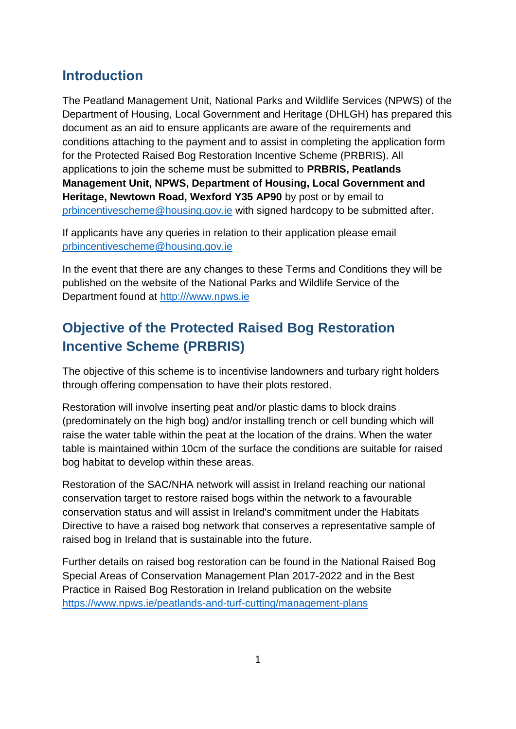## Introduction

The Peatland Management Unit, National Parks and Wildlife Services (NPWS) of the Department of Housing, Local Government and Heritage (DHLGH) has prepared this document as an aid to ensure applicants are aware of the requirements and conditions attaching to the payment and to assist in completing the application form for the Protected Raised Bog Restoration Incentive Scheme (PRBRIS). All applications to join the scheme must be submitted to **PRBRIS, Peatlands Management Unit, NPWS, Department of Housing, Local Government and Heritage, Newtown Road, Wexford Y35 AP90** by post or by email to prbincentivescheme@housing.gov.ie with signed hardcopy to be submitted after.

If applicants have any queries in relation to their application please email prbincentivescheme@housing.gov.ie

In the event that there are any changes to these Terms and Conditions they will be published on the website of the National Parks and Wildlife Service of the Department found at http:///www.npws.ie

## Objective of the Protected Raised Bog Restoration Incentive Scheme (PRBRIS)

The objective of this scheme is to incentivise landowners and turbary right holders through offering compensation to have their plots restored.

Restoration will involve inserting peat and/or plastic dams to block drains (predominately on the high bog) and/or installing trench or cell bunding which will raise the water table within the peat at the location of the drains. When the water table is maintained within 10cm of the surface the conditions are suitable for raised bog habitat to develop within these areas.

Restoration of the SAC/NHA network will assist in Ireland reaching our national conservation target to restore raised bogs within the network to a favourable conservation status and will assist in Ireland's commitment under the Habitats Directive to have a raised bog network that conserves a representative sample of raised bog in Ireland that is sustainable into the future.

Further details on raised bog restoration can be found in the National Raised Bog Special Areas of Conservation Management Plan 2017-2022 and in the Best Practice in Raised Bog Restoration in Ireland publication on the website https://www.npws.ie/peatlands-and-turf-cutting/management-plans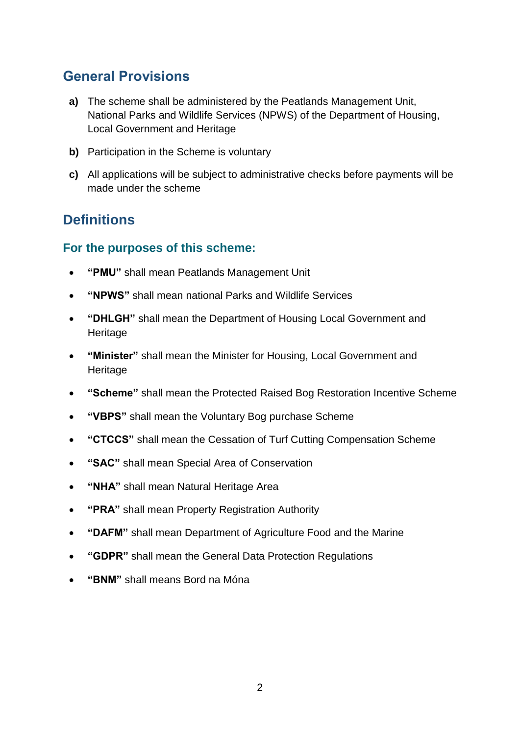## General Provisions

**a)** The scheme shall be administered by the Peatlands Management Unit, National Parks and Wildlife Services (NPWS) of the Department of Housing, Local Government and Heritage

**b)** Participation in the Scheme is voluntary

**c)** All applications will be subject to administrative checks before payments will be made under the scheme

## Definitions

### For the purposes of this scheme:

- **"PMU"** shall mean Peatlands Management Unit
- **"NPWS"** shall mean national Parks and Wildlife Services
- **"DHLGH"** shall mean the Department of Housing Local Government and Heritage
- **"Minister"** shall mean the Minister for Housing, Local Government and Heritage
- **"Scheme"** shall mean the Protected Raised Bog Restoration Incentive Scheme
- **"VBPS"** shall mean the Voluntary Bog purchase Scheme
- **"CTCCS"** shall mean the Cessation of Turf Cutting Compensation Scheme
- **"SAC"** shall mean Special Area of Conservation
- **"NHA"** shall mean Natural Heritage Area
- **"PRA"** shall mean Property Registration Authority
- **"DAFM"** shall mean Department of Agriculture Food and the Marine
- **"GDPR"** shall mean the General Data Protection Regulations
- **"BNM"** shall means Bord na Móna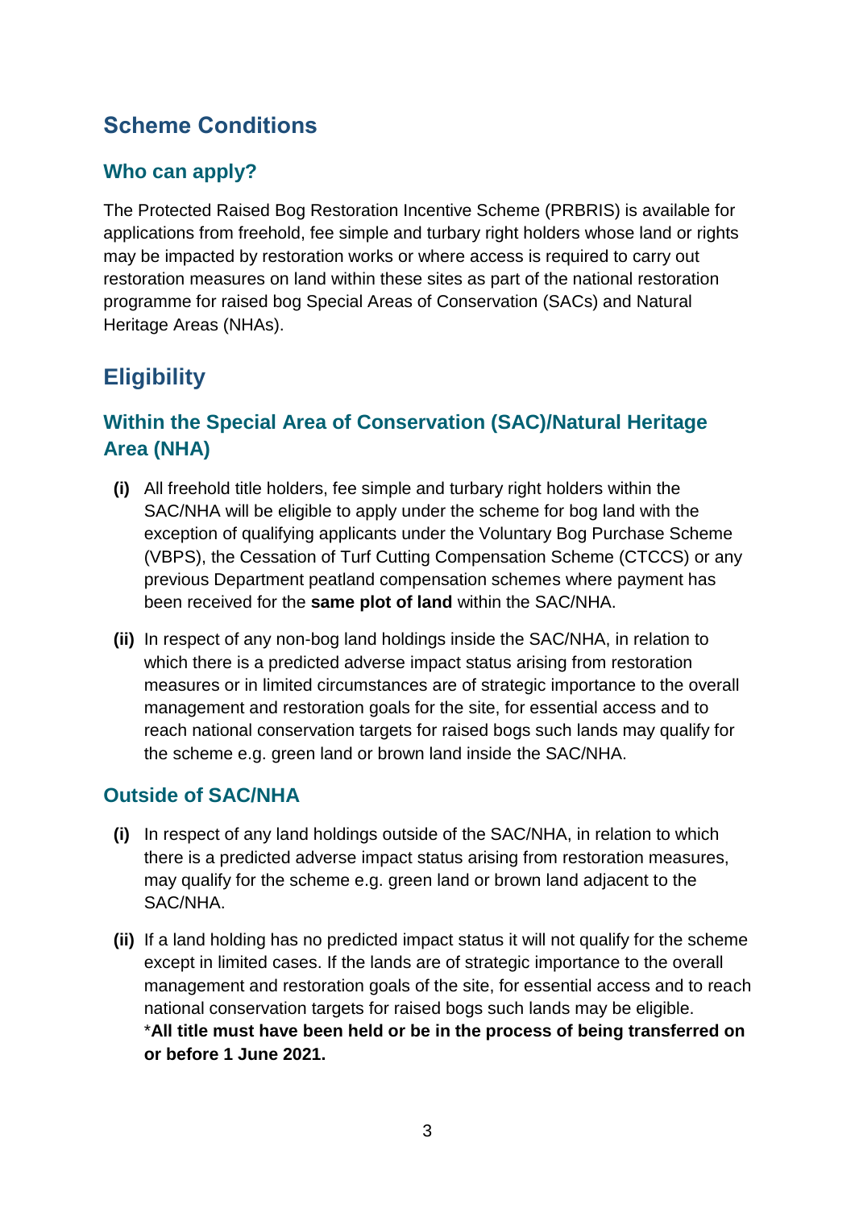## Scheme Conditions

### Who can apply?

The Protected Raised Bog Restoration Incentive Scheme (PRBRIS) is available for applications from freehold, fee simple and turbary right holders whose land or rights may be impacted by restoration works or where access is required to carry out restoration measures on land within these sites as part of the national restoration programme for raised bog Special Areas of Conservation (SACs) and Natural Heritage Areas (NHAs).

## Eligibility

### Within the Special Area of Conservation (SAC)/Natural Heritage Area (NHA)

**(i)** All freehold title holders, fee simple and turbary right holders within the SAC/NHA will be eligible to apply under the scheme for bog land with the exception of qualifying applicants under the Voluntary Bog Purchase Scheme (VBPS), the Cessation of Turf Cutting Compensation Scheme (CTCCS) or any previous Department peatland compensation schemes where payment has been received for the **same plot of land** within the SAC/NHA.

**(ii)** In respect of any non-bog land holdings inside the SAC/NHA, in relation to which there is a predicted adverse impact status arising from restoration measures or in limited circumstances are of strategic importance to the overall management and restoration goals for the site, for essential access and to reach national conservation targets for raised bogs such lands may qualify for the scheme e.g. green land or brown land inside the SAC/NHA.

### Outside of SAC/NHA

**(i)** In respect of any land holdings outside of the SAC/NHA, in relation to which there is a predicted adverse impact status arising from restoration measures, may qualify for the scheme e.g. green land or brown land adjacent to the SAC/NHA.

**(ii)** If a land holding has no predicted impact status it will not qualify for the scheme except in limited cases. If the lands are of strategic importance to the overall management and restoration goals of the site, for essential access and to reach national conservation targets for raised bogs such lands may be eligible. \***All title must have been held or be in the process of being transferred on or before 1 June 2021.**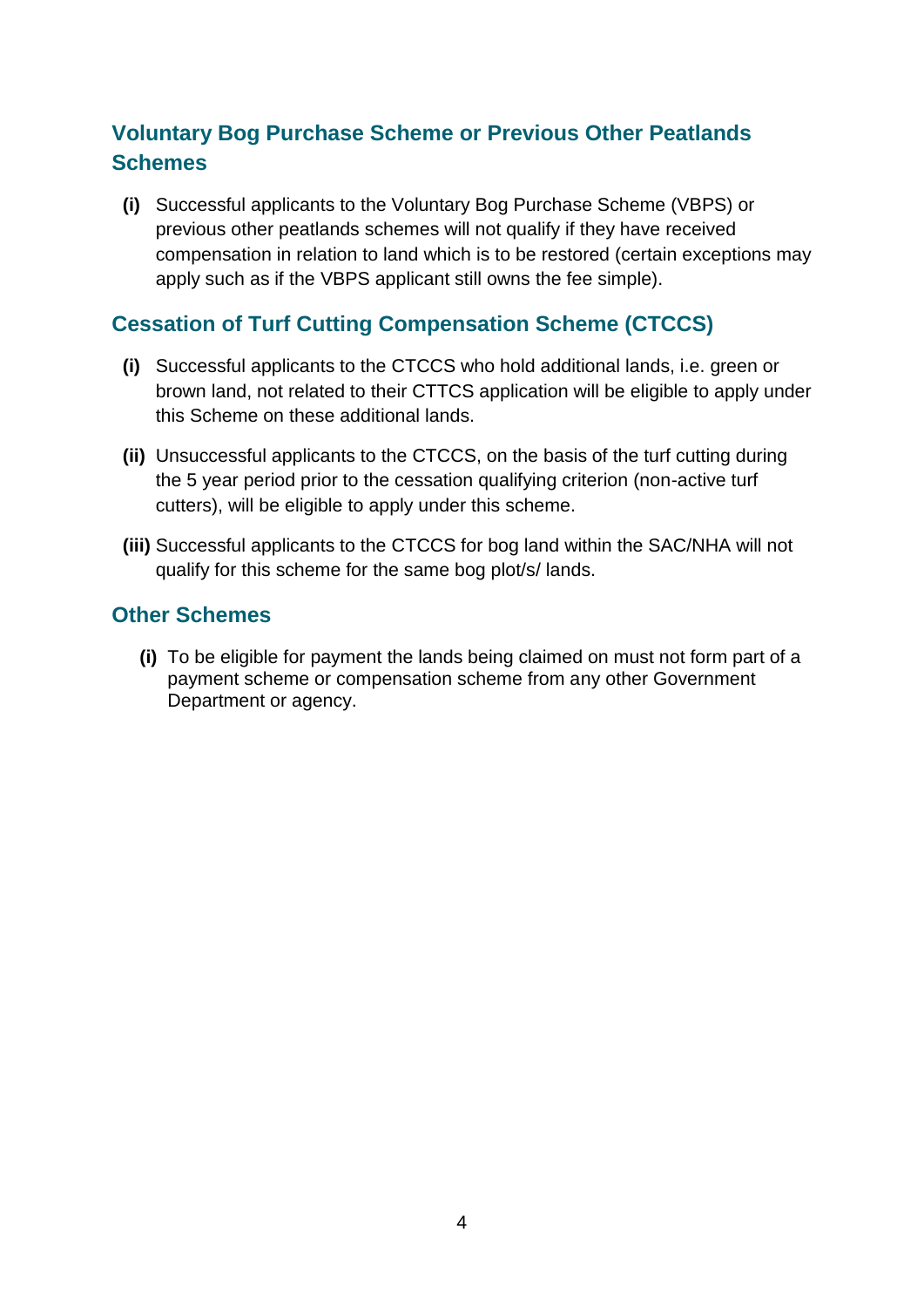## Voluntary Bog Purchase Scheme or Previous Other Peatlands Schemes

**(i)** Successful applicants to the Voluntary Bog Purchase Scheme (VBPS) or previous other peatlands schemes will not qualify if they have received compensation in relation to land which is to be restored (certain exceptions may apply such as if the VBPS applicant still owns the fee simple).

## Cessation of Turf Cutting Compensation Scheme (CTCCS)

**(i)** Successful applicants to the CTCCS who hold additional lands, i.e. green or brown land, not related to their CTTCS application will be eligible to apply under this Scheme on these additional lands.

**(ii)** Unsuccessful applicants to the CTCCS, on the basis of the turf cutting during the 5 year period prior to the cessation qualifying criterion (non-active turf cutters), will be eligible to apply under this scheme.

**(iii)** Successful applicants to the CTCCS for bog land within the SAC/NHA will not qualify for this scheme for the same bog plot/s/ lands.

## Other Schemes

**(i)** To be eligible for payment the lands being claimed on must not form part of a payment scheme or compensation scheme from any other Government Department or agency.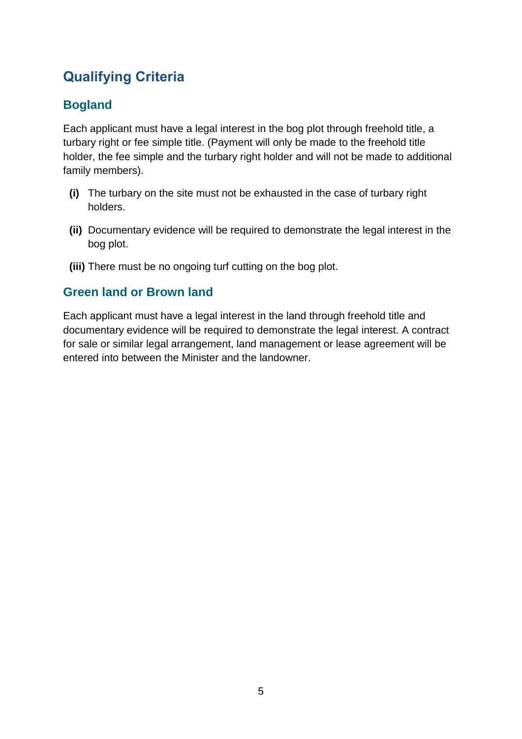## Qualifying Criteria

### Bogland

Each applicant must have a legal interest in the bog plot through freehold title, a turbary right or fee simple title. (Payment will only be made to the freehold title holder, the fee simple and the turbary right holder and will not be made to additional family members).

**(i)** The turbary on the site must not be exhausted in the case of turbary right holders.

**(ii)** Documentary evidence will be required to demonstrate the legal interest in the bog plot.

**(iii)** There must be no ongoing turf cutting on the bog plot.

### Green land or Brown land

Each applicant must have a legal interest in the land through freehold title and documentary evidence will be required to demonstrate the legal interest. A contract for sale or similar legal arrangement, land management or lease agreement will be entered into between the Minister and the landowner.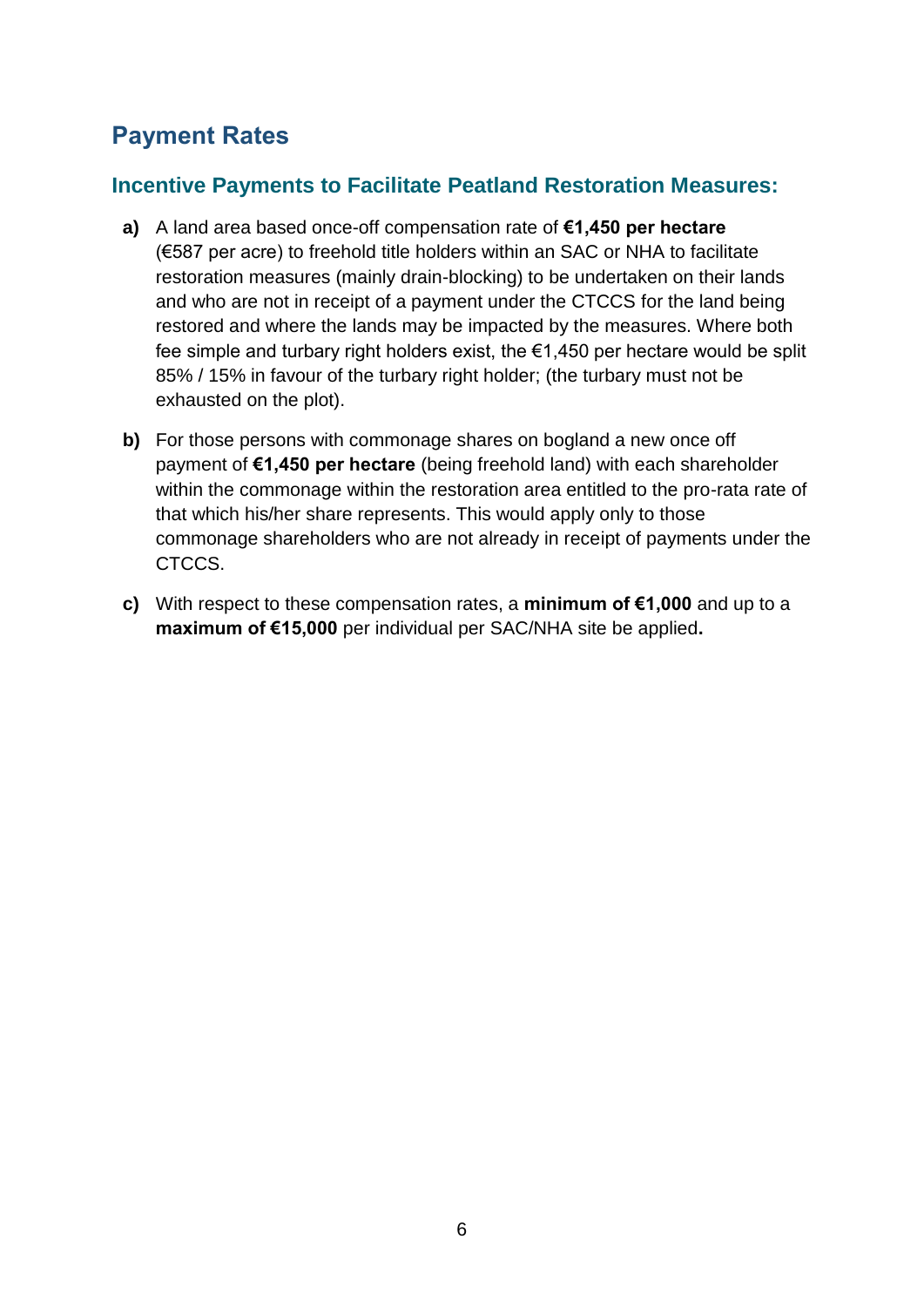## Payment Rates

### Incentive Payments to Facilitate Peatland Restoration Measures:

**a)** A land area based once-off compensation rate of **€1,450 per hectare** (€587 per acre) to freehold title holders within an SAC or NHA to facilitate restoration measures (mainly drain-blocking) to be undertaken on their lands and who are not in receipt of a payment under the CTCCS for the land being restored and where the lands may be impacted by the measures. Where both fee simple and turbary right holders exist, the €1,450 per hectare would be split 85% / 15% in favour of the turbary right holder; (the turbary must not be exhausted on the plot).

**b)** For those persons with commonage shares on bogland a new once off payment of **€1,450 per hectare** (being freehold land) with each shareholder within the commonage within the restoration area entitled to the pro-rata rate of that which his/her share represents. This would apply only to those commonage shareholders who are not already in receipt of payments under the CTCCS.

**c)** With respect to these compensation rates, a **minimum of €1,000** and up to a **maximum of €15,000** per individual per SAC/NHA site be applied**.**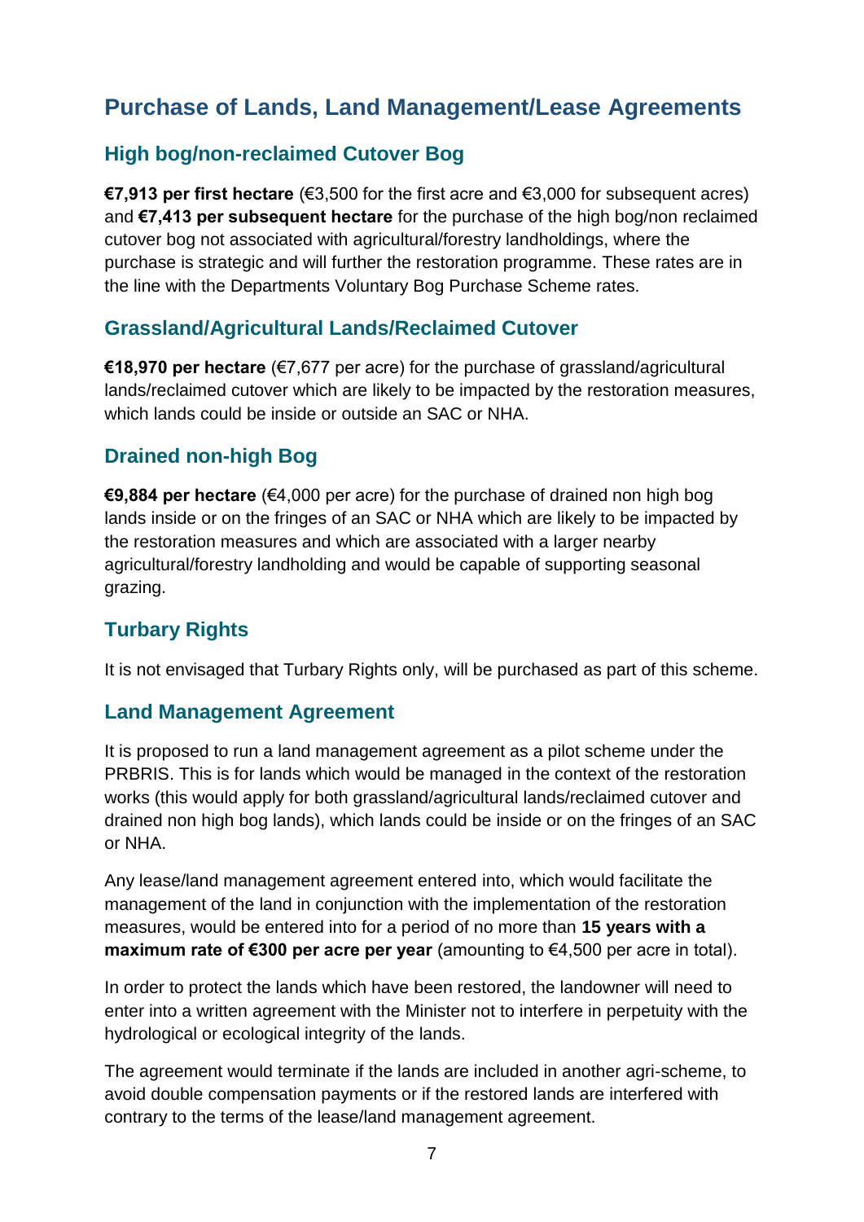## Purchase of Lands, Land Management/Lease Agreements

### High bog/non-reclaimed Cutover Bog

**€7,913 per first hectare** (€3,500 for the first acre and €3,000 for subsequent acres) and **€7,413 per subsequent hectare** for the purchase of the high bog/non reclaimed cutover bog not associated with agricultural/forestry landholdings, where the purchase is strategic and will further the restoration programme. These rates are in the line with the Departments Voluntary Bog Purchase Scheme rates.

### Grassland/Agricultural Lands/Reclaimed Cutover

**€18,970 per hectare** (€7,677 per acre) for the purchase of grassland/agricultural lands/reclaimed cutover which are likely to be impacted by the restoration measures, which lands could be inside or outside an SAC or NHA.

### Drained non-high Bog

**€9,884 per hectare** (€4,000 per acre) for the purchase of drained non high bog lands inside or on the fringes of an SAC or NHA which are likely to be impacted by the restoration measures and which are associated with a larger nearby agricultural/forestry landholding and would be capable of supporting seasonal grazing.

### Turbary Rights

It is not envisaged that Turbary Rights only, will be purchased as part of this scheme.

### Land Management Agreement

It is proposed to run a land management agreement as a pilot scheme under the PRBRIS. This is for lands which would be managed in the context of the restoration works (this would apply for both grassland/agricultural lands/reclaimed cutover and drained non high bog lands), which lands could be inside or on the fringes of an SAC or NHA.

Any lease/land management agreement entered into, which would facilitate the management of the land in conjunction with the implementation of the restoration measures, would be entered into for a period of no more than **15 years with a maximum rate of €300 per acre per year** (amounting to €4,500 per acre in total).

In order to protect the lands which have been restored, the landowner will need to enter into a written agreement with the Minister not to interfere in perpetuity with the hydrological or ecological integrity of the lands.

The agreement would terminate if the lands are included in another agri-scheme, to avoid double compensation payments or if the restored lands are interfered with contrary to the terms of the lease/land management agreement.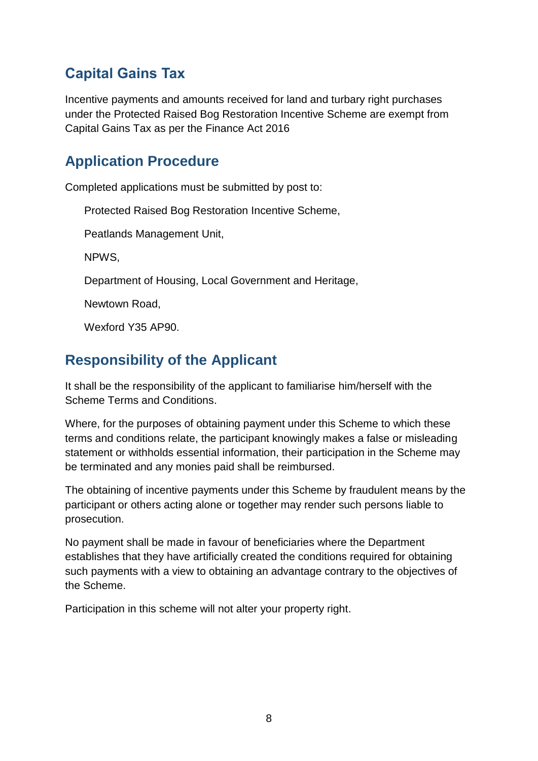## Capital Gains Tax

Incentive payments and amounts received for land and turbary right purchases under the Protected Raised Bog Restoration Incentive Scheme are exempt from Capital Gains Tax as per the Finance Act 2016

## Application Procedure

Completed applications must be submitted by post to:

Protected Raised Bog Restoration Incentive Scheme,

Peatlands Management Unit,

NPWS,

Department of Housing, Local Government and Heritage,

Newtown Road,

Wexford Y35 AP90.

## Responsibility of the Applicant

It shall be the responsibility of the applicant to familiarise him/herself with the Scheme Terms and Conditions.

Where, for the purposes of obtaining payment under this Scheme to which these terms and conditions relate, the participant knowingly makes a false or misleading statement or withholds essential information, their participation in the Scheme may be terminated and any monies paid shall be reimbursed.

The obtaining of incentive payments under this Scheme by fraudulent means by the participant or others acting alone or together may render such persons liable to prosecution.

No payment shall be made in favour of beneficiaries where the Department establishes that they have artificially created the conditions required for obtaining such payments with a view to obtaining an advantage contrary to the objectives of the Scheme.

Participation in this scheme will not alter your property right.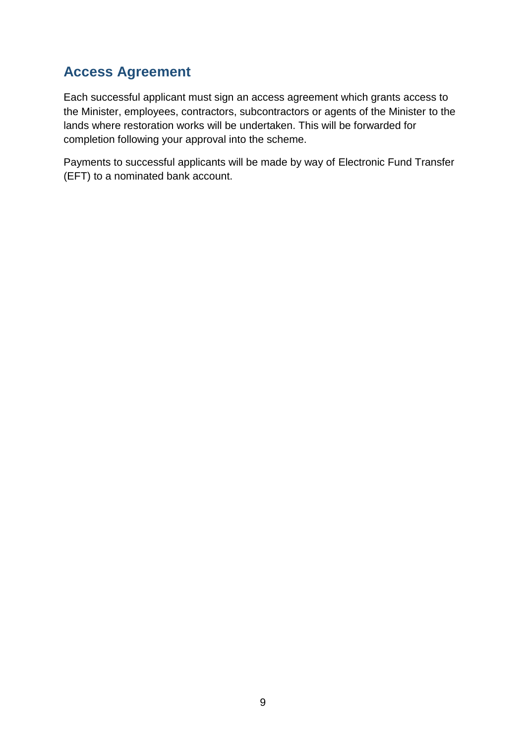## Access Agreement

Each successful applicant must sign an access agreement which grants access to the Minister, employees, contractors, subcontractors or agents of the Minister to the lands where restoration works will be undertaken. This will be forwarded for completion following your approval into the scheme.

Payments to successful applicants will be made by way of Electronic Fund Transfer (EFT) to a nominated bank account.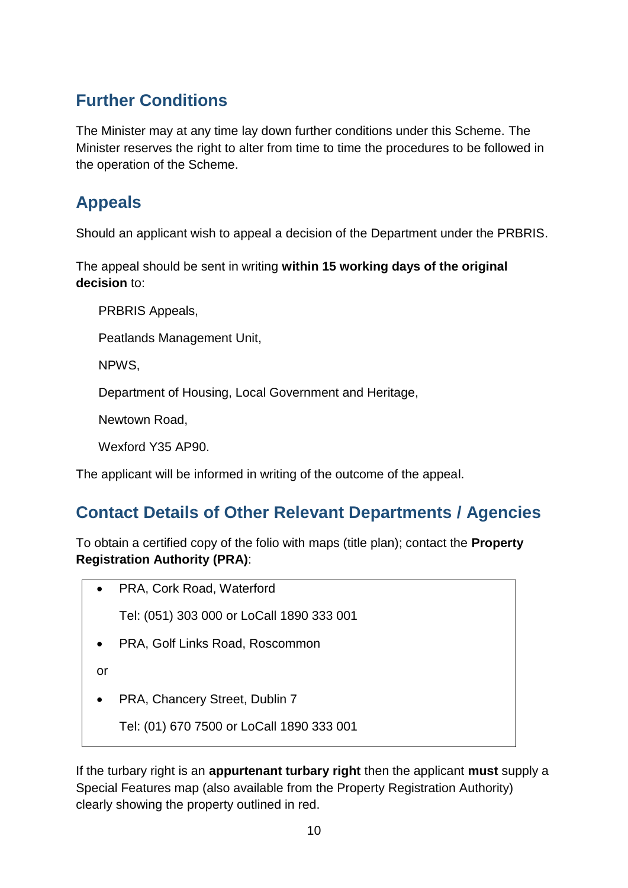## Further Conditions

The Minister may at any time lay down further conditions under this Scheme. The Minister reserves the right to alter from time to time the procedures to be followed in the operation of the Scheme.

## Appeals

Should an applicant wish to appeal a decision of the Department under the PRBRIS.

The appeal should be sent in writing **within 15 working days of the original decision** to:

PRBRIS Appeals,

Peatlands Management Unit,

NPWS,

Department of Housing, Local Government and Heritage,

Newtown Road,

Wexford Y35 AP90.

The applicant will be informed in writing of the outcome of the appeal.

## Contact Details of Other Relevant Departments / Agencies

To obtain a certified copy of the folio with maps (title plan); contact the **Property Registration Authority (PRA)**:

- PRA, Cork Road, Waterford

  Tel: (051) 303 000 or LoCall 1890 333 001

- PRA, Golf Links Road, Roscommon

or

- PRA, Chancery Street, Dublin 7

  Tel: (01) 670 7500 or LoCall 1890 333 001

If the turbary right is an **appurtenant turbary right** then the applicant **must** supply a Special Features map (also available from the Property Registration Authority) clearly showing the property outlined in red.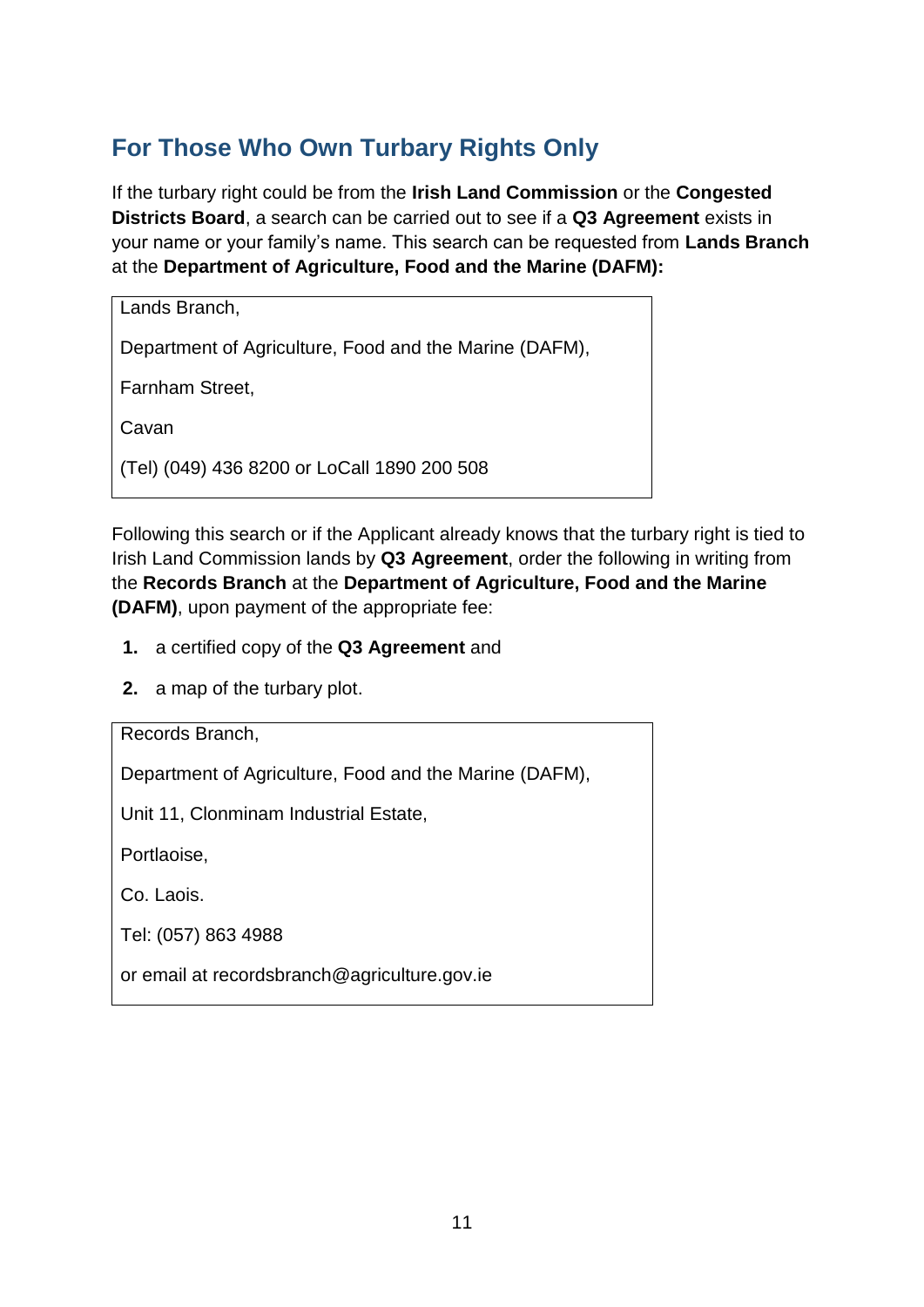## For Those Who Own Turbary Rights Only

If the turbary right could be from the **Irish Land Commission** or the **Congested Districts Board**, a search can be carried out to see if a **Q3 Agreement** exists in your name or your family's name. This search can be requested from **Lands Branch** at the **Department of Agriculture, Food and the Marine (DAFM):**

> Lands Branch,
>
> Department of Agriculture, Food and the Marine (DAFM),
>
> Farnham Street,
>
> Cavan
>
> (Tel) (049) 436 8200 or LoCall 1890 200 508

Following this search or if the Applicant already knows that the turbary right is tied to Irish Land Commission lands by **Q3 Agreement**, order the following in writing from the **Records Branch** at the **Department of Agriculture, Food and the Marine (DAFM)**, upon payment of the appropriate fee:

1. a certified copy of the **Q3 Agreement** and
2. a map of the turbary plot.

> Records Branch,
>
> Department of Agriculture, Food and the Marine (DAFM),
>
> Unit 11, Clonminam Industrial Estate,
>
> Portlaoise,
>
> Co. Laois.
>
> Tel: (057) 863 4988
>
> or email at recordsbranch@agriculture.gov.ie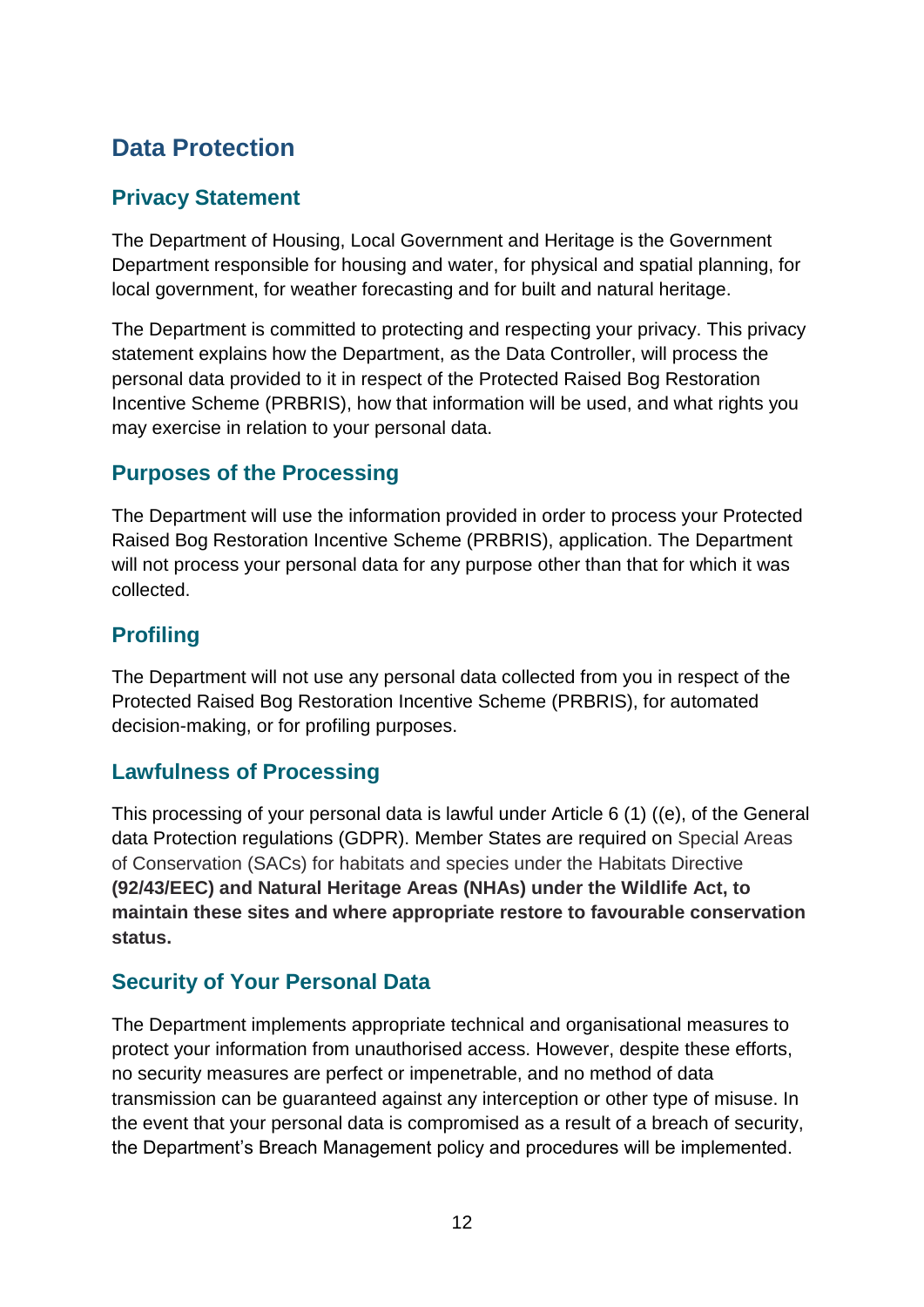# Data Protection

## Privacy Statement

The Department of Housing, Local Government and Heritage is the Government Department responsible for housing and water, for physical and spatial planning, for local government, for weather forecasting and for built and natural heritage.

The Department is committed to protecting and respecting your privacy. This privacy statement explains how the Department, as the Data Controller, will process the personal data provided to it in respect of the Protected Raised Bog Restoration Incentive Scheme (PRBRIS), how that information will be used, and what rights you may exercise in relation to your personal data.

## Purposes of the Processing

The Department will use the information provided in order to process your Protected Raised Bog Restoration Incentive Scheme (PRBRIS), application. The Department will not process your personal data for any purpose other than that for which it was collected.

## Profiling

The Department will not use any personal data collected from you in respect of the Protected Raised Bog Restoration Incentive Scheme (PRBRIS), for automated decision-making, or for profiling purposes.

## Lawfulness of Processing

This processing of your personal data is lawful under Article 6 (1) ((e), of the General data Protection regulations (GDPR). Member States are required on Special Areas of Conservation (SACs) for habitats and species under the Habitats Directive **(92/43/EEC) and Natural Heritage Areas (NHAs) under the Wildlife Act, to maintain these sites and where appropriate restore to favourable conservation status.**

## Security of Your Personal Data

The Department implements appropriate technical and organisational measures to protect your information from unauthorised access. However, despite these efforts, no security measures are perfect or impenetrable, and no method of data transmission can be guaranteed against any interception or other type of misuse. In the event that your personal data is compromised as a result of a breach of security, the Department's Breach Management policy and procedures will be implemented.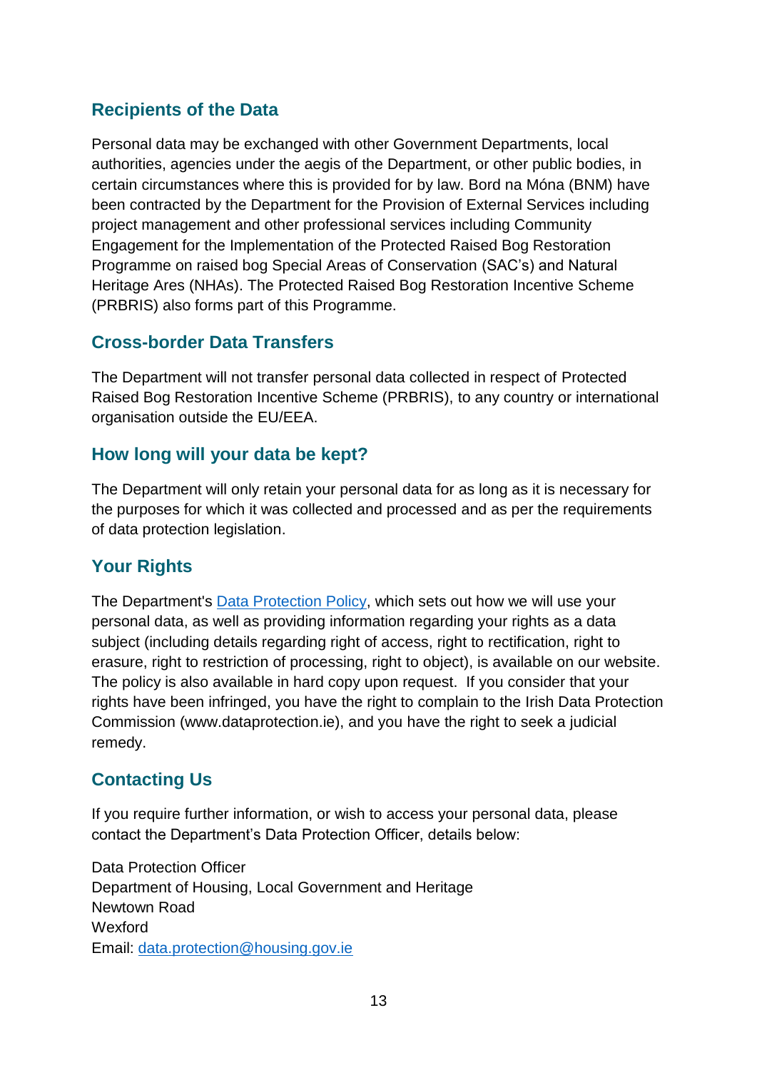## Recipients of the Data

Personal data may be exchanged with other Government Departments, local authorities, agencies under the aegis of the Department, or other public bodies, in certain circumstances where this is provided for by law. Bord na Móna (BNM) have been contracted by the Department for the Provision of External Services including project management and other professional services including Community Engagement for the Implementation of the Protected Raised Bog Restoration Programme on raised bog Special Areas of Conservation (SAC's) and Natural Heritage Ares (NHAs). The Protected Raised Bog Restoration Incentive Scheme (PRBRIS) also forms part of this Programme.

## Cross-border Data Transfers

The Department will not transfer personal data collected in respect of Protected Raised Bog Restoration Incentive Scheme (PRBRIS), to any country or international organisation outside the EU/EEA.

## How long will your data be kept?

The Department will only retain your personal data for as long as it is necessary for the purposes for which it was collected and processed and as per the requirements of data protection legislation.

## Your Rights

The Department's [Data Protection Policy](), which sets out how we will use your personal data, as well as providing information regarding your rights as a data subject (including details regarding right of access, right to rectification, right to erasure, right to restriction of processing, right to object), is available on our website. The policy is also available in hard copy upon request. If you consider that your rights have been infringed, you have the right to complain to the Irish Data Protection Commission (www.dataprotection.ie), and you have the right to seek a judicial remedy.

## Contacting Us

If you require further information, or wish to access your personal data, please contact the Department's Data Protection Officer, details below:

Data Protection Officer
Department of Housing, Local Government and Heritage
Newtown Road
Wexford
Email: data.protection@housing.gov.ie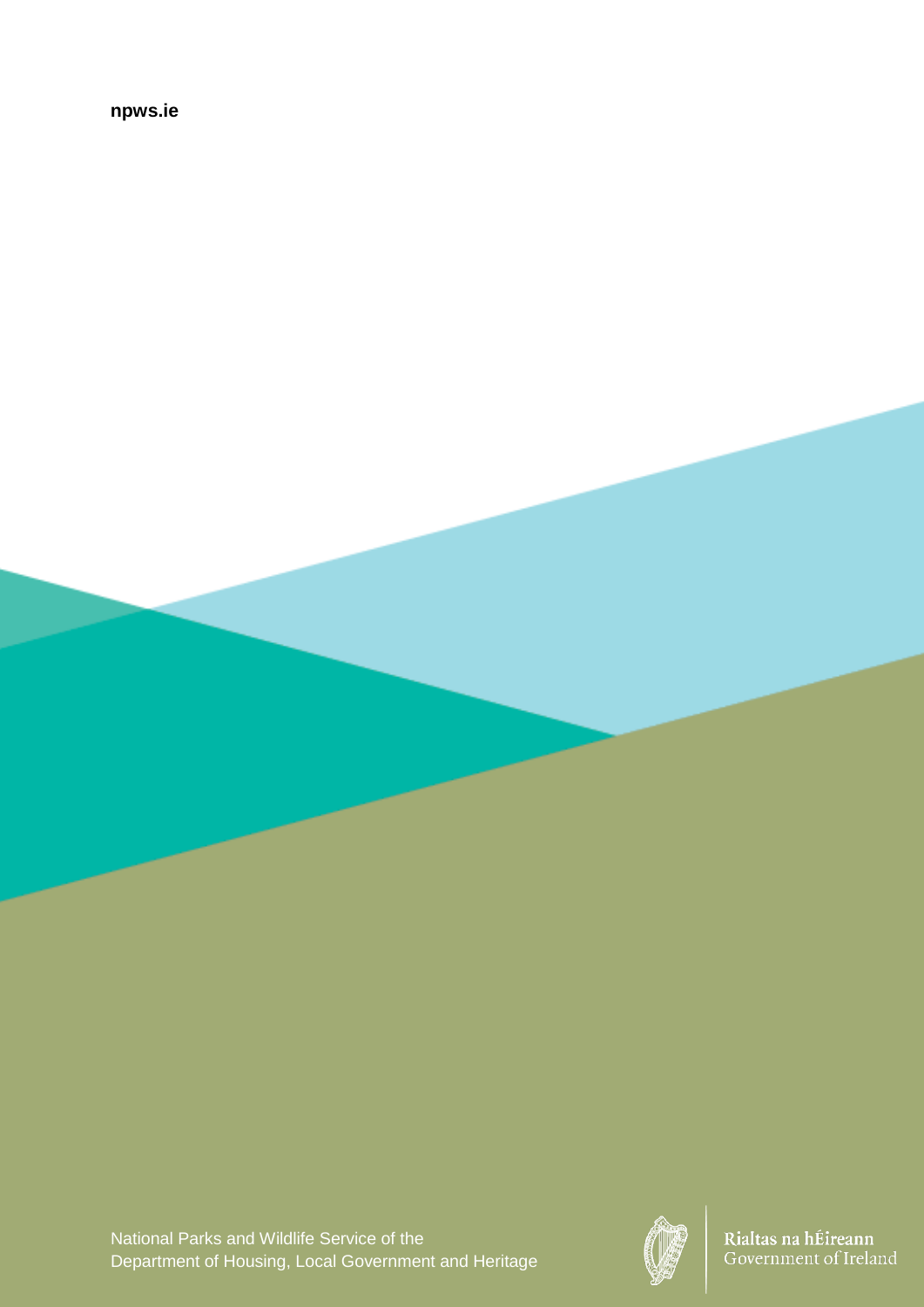npws.ie

National Parks and Wildlife Service of the
Department of Housing, Local Government and Heritage

Rialtas na hÉireann
Government of Ireland